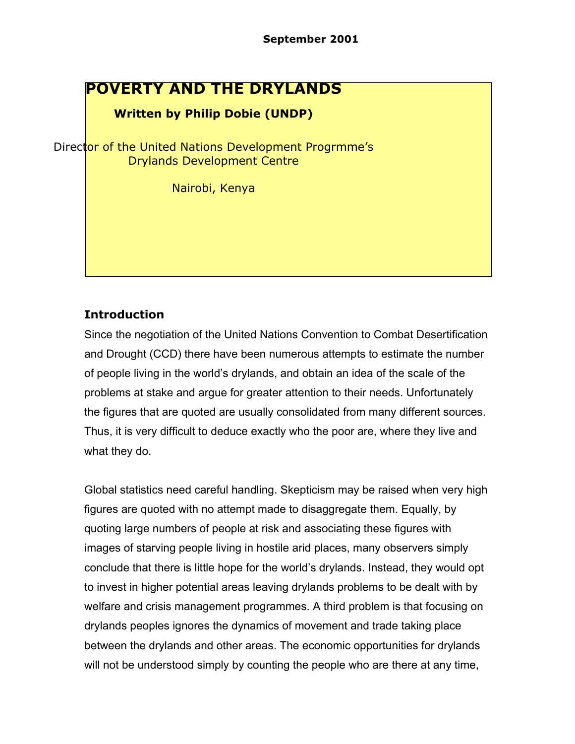September 2001

# POVERTY AND THE DRYLANDS

**Written by Philip Dobie (UNDP)**

Director of the United Nations Development Progrmme's Drylands Development Centre

Nairobi, Kenya

## Introduction

Since the negotiation of the United Nations Convention to Combat Desertification and Drought (CCD) there have been numerous attempts to estimate the number of people living in the world's drylands, and obtain an idea of the scale of the problems at stake and argue for greater attention to their needs. Unfortunately the figures that are quoted are usually consolidated from many different sources. Thus, it is very difficult to deduce exactly who the poor are, where they live and what they do.

Global statistics need careful handling. Skepticism may be raised when very high figures are quoted with no attempt made to disaggregate them. Equally, by quoting large numbers of people at risk and associating these figures with images of starving people living in hostile arid places, many observers simply conclude that there is little hope for the world's drylands. Instead, they would opt to invest in higher potential areas leaving drylands problems to be dealt with by welfare and crisis management programmes. A third problem is that focusing on drylands peoples ignores the dynamics of movement and trade taking place between the drylands and other areas. The economic opportunities for drylands will not be understood simply by counting the people who are there at any time,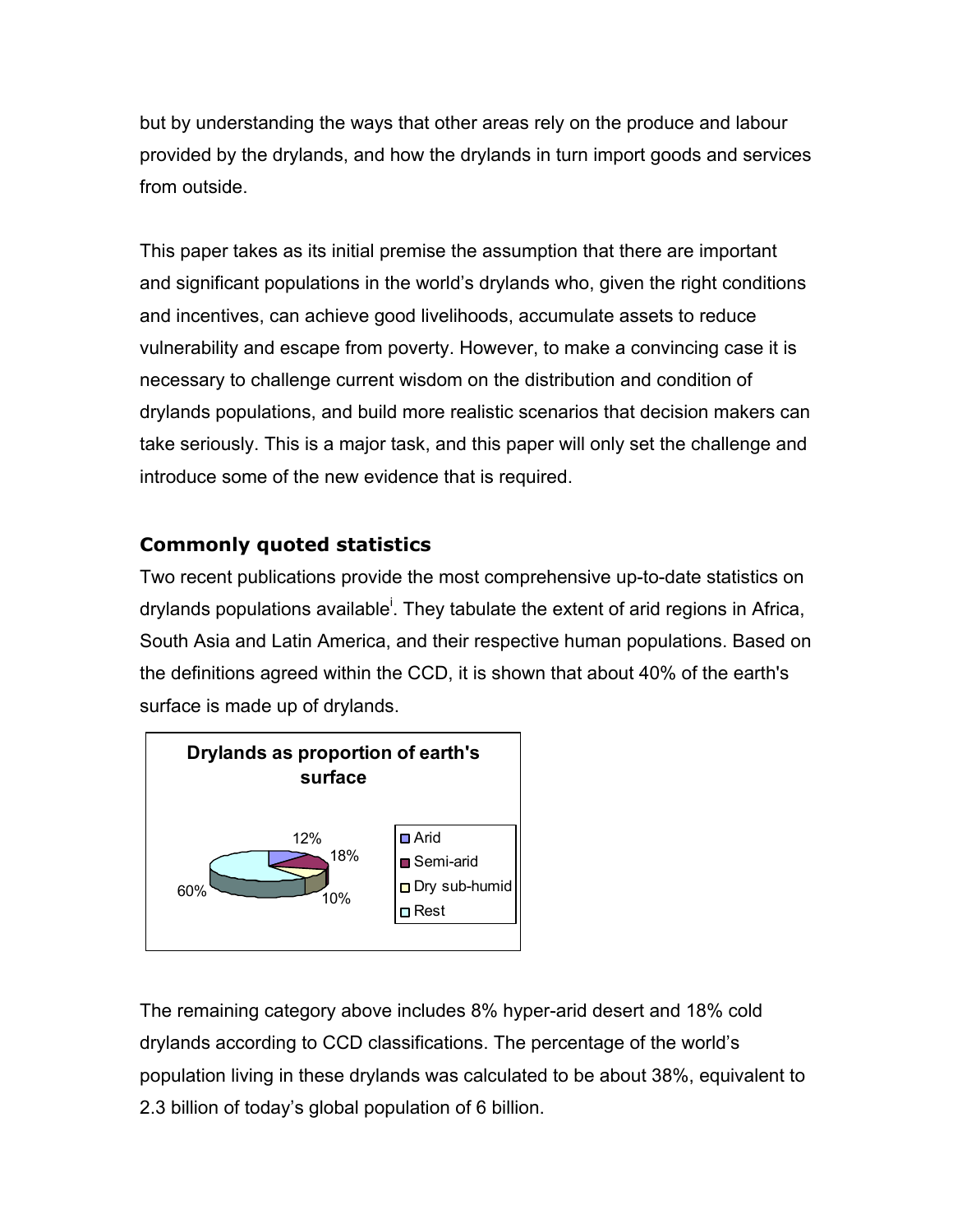but by understanding the ways that other areas rely on the produce and labour provided by the drylands, and how the drylands in turn import goods and services from outside.

This paper takes as its initial premise the assumption that there are important and significant populations in the world's drylands who, given the right conditions and incentives, can achieve good livelihoods, accumulate assets to reduce vulnerability and escape from poverty. However, to make a convincing case it is necessary to challenge current wisdom on the distribution and condition of drylands populations, and build more realistic scenarios that decision makers can take seriously. This is a major task, and this paper will only set the challenge and introduce some of the new evidence that is required.

## Commonly quoted statistics

Two recent publications provide the most comprehensive up-to-date statistics on drylands populations available[i]. They tabulate the extent of arid regions in Africa, South Asia and Latin America, and their respective human populations. Based on the definitions agreed within the CCD, it is shown that about 40% of the earth's surface is made up of drylands.

**Drylands as proportion of earth's surface**

| Category | Share |
|---|---|
| Arid | 12% |
| Semi-arid | 18% |
| Dry sub-humid | 10% |
| Rest | 60% |

The remaining category above includes 8% hyper-arid desert and 18% cold drylands according to CCD classifications. The percentage of the world's population living in these drylands was calculated to be about 38%, equivalent to 2.3 billion of today's global population of 6 billion.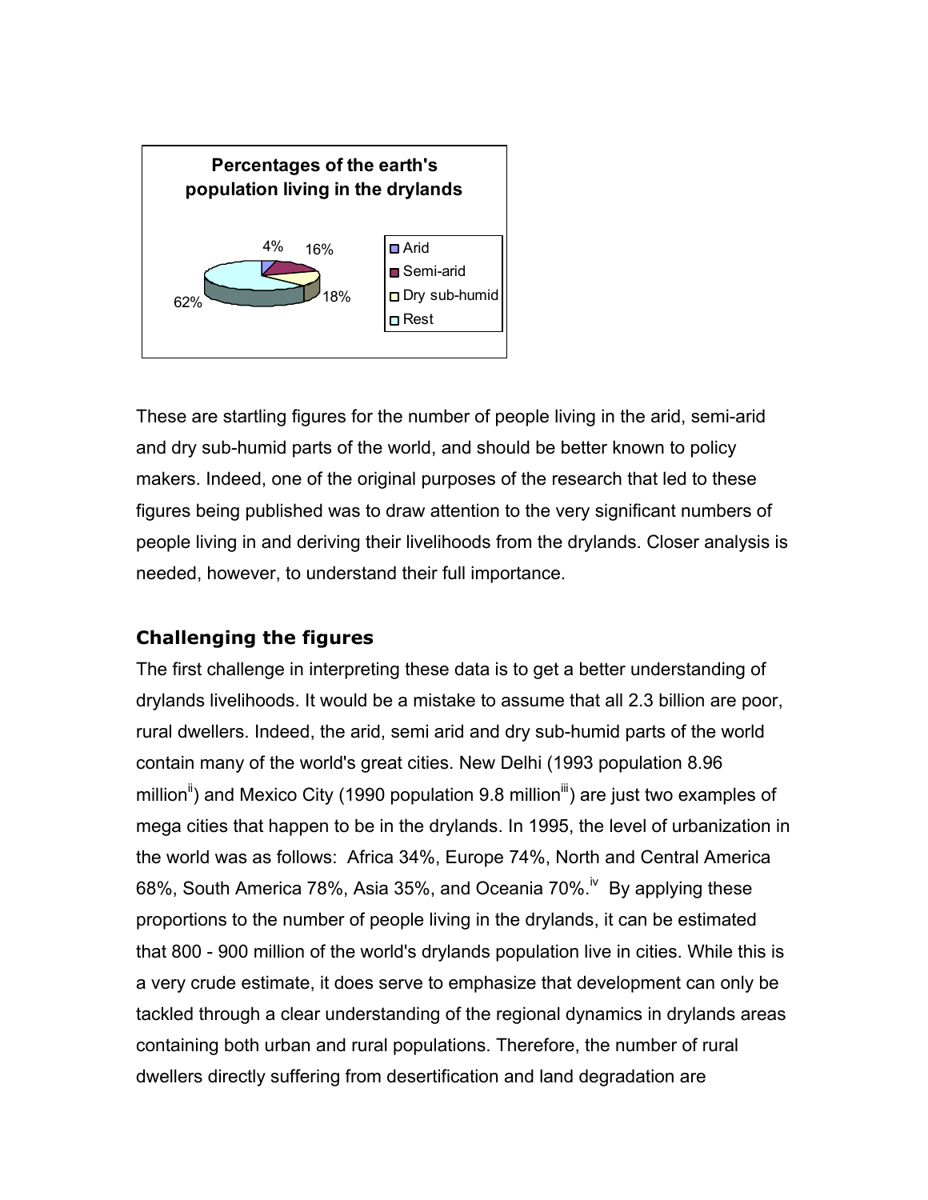Percentages of the earth's population living in the drylands

- Arid: 4%
- Semi-arid: 16%
- Dry sub-humid: 18%
- Rest: 62%

These are startling figures for the number of people living in the arid, semi-arid and dry sub-humid parts of the world, and should be better known to policy makers. Indeed, one of the original purposes of the research that led to these figures being published was to draw attention to the very significant numbers of people living in and deriving their livelihoods from the drylands. Closer analysis is needed, however, to understand their full importance.

### Challenging the figures

The first challenge in interpreting these data is to get a better understanding of drylands livelihoods. It would be a mistake to assume that all 2.3 billion are poor, rural dwellers. Indeed, the arid, semi arid and dry sub-humid parts of the world contain many of the world's great cities. New Delhi (1993 population 8.96 million[ii]) and Mexico City (1990 population 9.8 million[iii]) are just two examples of mega cities that happen to be in the drylands. In 1995, the level of urbanization in the world was as follows: Africa 34%, Europe 74%, North and Central America 68%, South America 78%, Asia 35%, and Oceania 70%.[iv] By applying these proportions to the number of people living in the drylands, it can be estimated that 800 - 900 million of the world's drylands population live in cities. While this is a very crude estimate, it does serve to emphasize that development can only be tackled through a clear understanding of the regional dynamics in drylands areas containing both urban and rural populations. Therefore, the number of rural dwellers directly suffering from desertification and land degradation are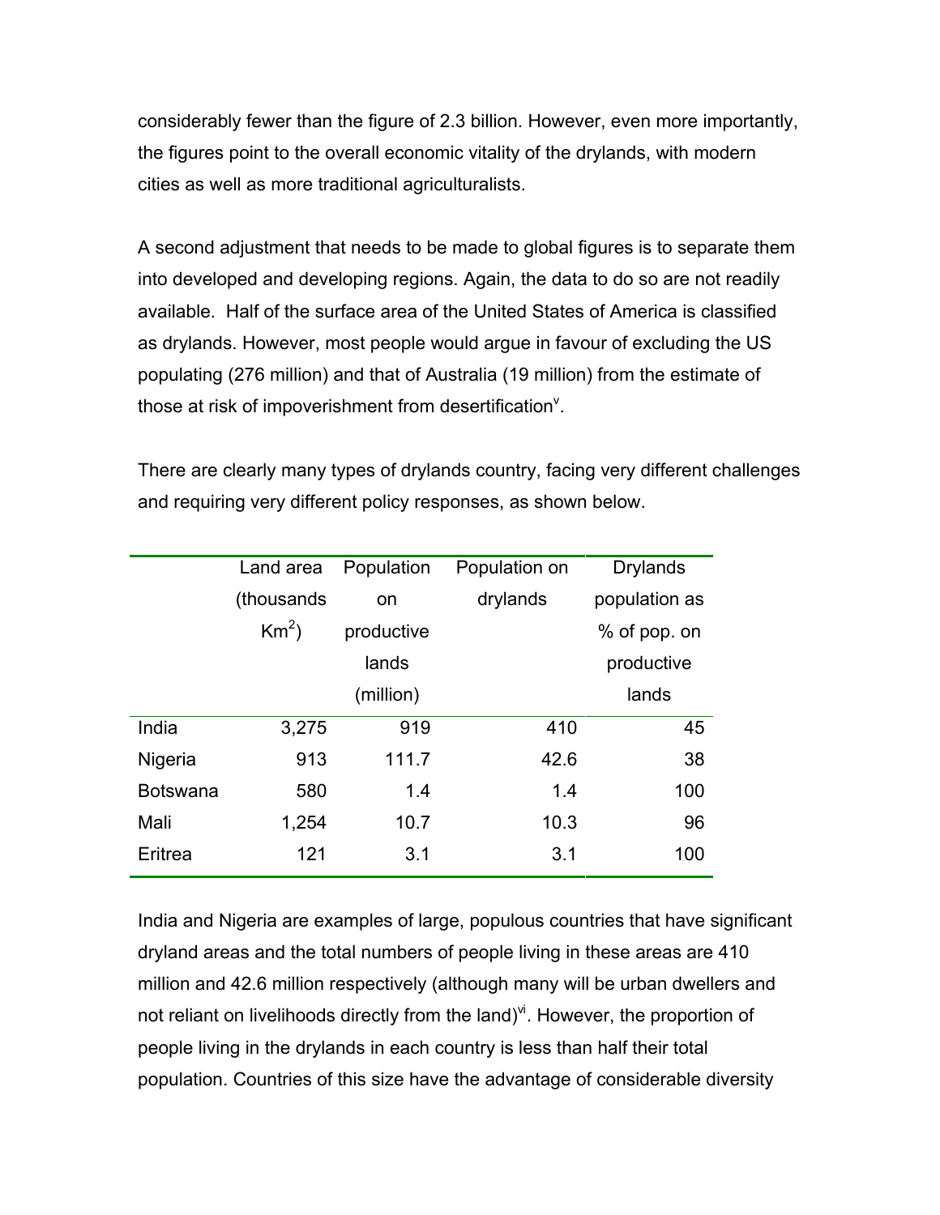considerably fewer than the figure of 2.3 billion. However, even more importantly, the figures point to the overall economic vitality of the drylands, with modern cities as well as more traditional agriculturalists.

A second adjustment that needs to be made to global figures is to separate them into developed and developing regions. Again, the data to do so are not readily available. Half of the surface area of the United States of America is classified as drylands. However, most people would argue in favour of excluding the US populating (276 million) and that of Australia (19 million) from the estimate of those at risk of impoverishment from desertification[v].

There are clearly many types of drylands country, facing very different challenges and requiring very different policy responses, as shown below.

| | Land area (thousands $Km^2$) | Population on productive lands (million) | Population on drylands | Drylands population as % of pop. on productive lands |
|---|---|---|---|---|
| India | 3,275 | 919 | 410 | 45 |
| Nigeria | 913 | 111.7 | 42.6 | 38 |
| Botswana | 580 | 1.4 | 1.4 | 100 |
| Mali | 1,254 | 10.7 | 10.3 | 96 |
| Eritrea | 121 | 3.1 | 3.1 | 100 |

India and Nigeria are examples of large, populous countries that have significant dryland areas and the total numbers of people living in these areas are 410 million and 42.6 million respectively (although many will be urban dwellers and not reliant on livelihoods directly from the land)[vi]. However, the proportion of people living in the drylands in each country is less than half their total population. Countries of this size have the advantage of considerable diversity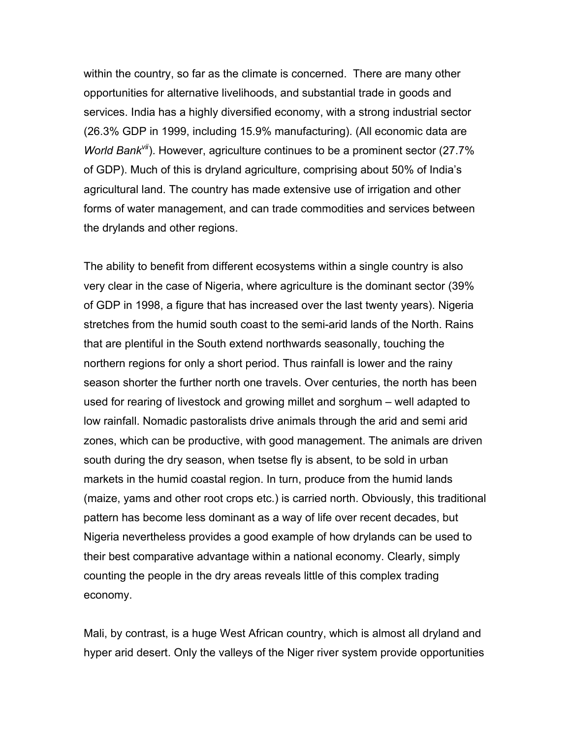within the country, so far as the climate is concerned. There are many other opportunities for alternative livelihoods, and substantial trade in goods and services. India has a highly diversified economy, with a strong industrial sector (26.3% GDP in 1999, including 15.9% manufacturing). (All economic data are *World Bank*[vii]). However, agriculture continues to be a prominent sector (27.7% of GDP). Much of this is dryland agriculture, comprising about 50% of India's agricultural land. The country has made extensive use of irrigation and other forms of water management, and can trade commodities and services between the drylands and other regions.

The ability to benefit from different ecosystems within a single country is also very clear in the case of Nigeria, where agriculture is the dominant sector (39% of GDP in 1998, a figure that has increased over the last twenty years). Nigeria stretches from the humid south coast to the semi-arid lands of the North. Rains that are plentiful in the South extend northwards seasonally, touching the northern regions for only a short period. Thus rainfall is lower and the rainy season shorter the further north one travels. Over centuries, the north has been used for rearing of livestock and growing millet and sorghum – well adapted to low rainfall. Nomadic pastoralists drive animals through the arid and semi arid zones, which can be productive, with good management. The animals are driven south during the dry season, when tsetse fly is absent, to be sold in urban markets in the humid coastal region. In turn, produce from the humid lands (maize, yams and other root crops etc.) is carried north. Obviously, this traditional pattern has become less dominant as a way of life over recent decades, but Nigeria nevertheless provides a good example of how drylands can be used to their best comparative advantage within a national economy. Clearly, simply counting the people in the dry areas reveals little of this complex trading economy.

Mali, by contrast, is a huge West African country, which is almost all dryland and hyper arid desert. Only the valleys of the Niger river system provide opportunities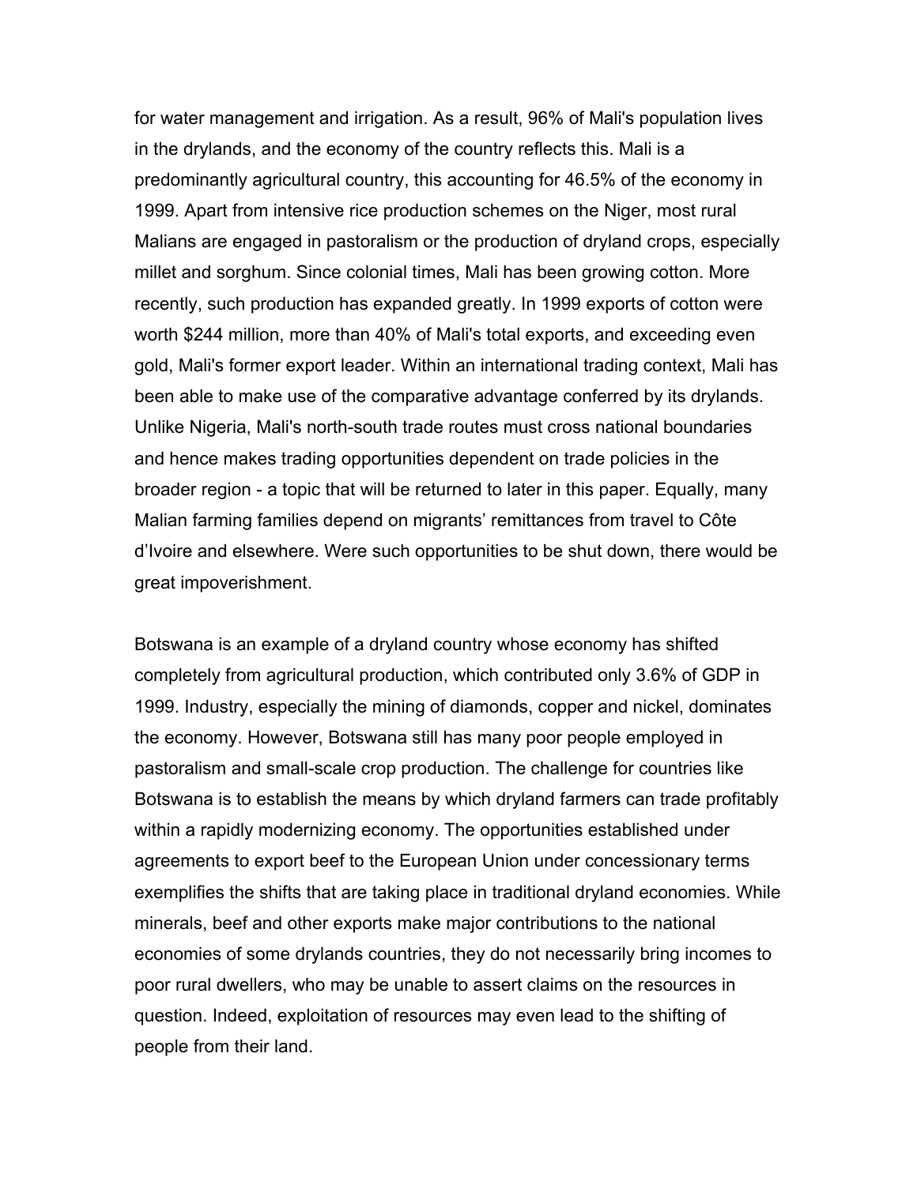for water management and irrigation. As a result, 96% of Mali's population lives in the drylands, and the economy of the country reflects this. Mali is a predominantly agricultural country, this accounting for 46.5% of the economy in 1999. Apart from intensive rice production schemes on the Niger, most rural Malians are engaged in pastoralism or the production of dryland crops, especially millet and sorghum. Since colonial times, Mali has been growing cotton. More recently, such production has expanded greatly. In 1999 exports of cotton were worth $244 million, more than 40% of Mali's total exports, and exceeding even gold, Mali's former export leader. Within an international trading context, Mali has been able to make use of the comparative advantage conferred by its drylands. Unlike Nigeria, Mali's north-south trade routes must cross national boundaries and hence makes trading opportunities dependent on trade policies in the broader region - a topic that will be returned to later in this paper. Equally, many Malian farming families depend on migrants' remittances from travel to Côte d'Ivoire and elsewhere. Were such opportunities to be shut down, there would be great impoverishment.

Botswana is an example of a dryland country whose economy has shifted completely from agricultural production, which contributed only 3.6% of GDP in 1999. Industry, especially the mining of diamonds, copper and nickel, dominates the economy. However, Botswana still has many poor people employed in pastoralism and small-scale crop production. The challenge for countries like Botswana is to establish the means by which dryland farmers can trade profitably within a rapidly modernizing economy. The opportunities established under agreements to export beef to the European Union under concessionary terms exemplifies the shifts that are taking place in traditional dryland economies. While minerals, beef and other exports make major contributions to the national economies of some drylands countries, they do not necessarily bring incomes to poor rural dwellers, who may be unable to assert claims on the resources in question. Indeed, exploitation of resources may even lead to the shifting of people from their land.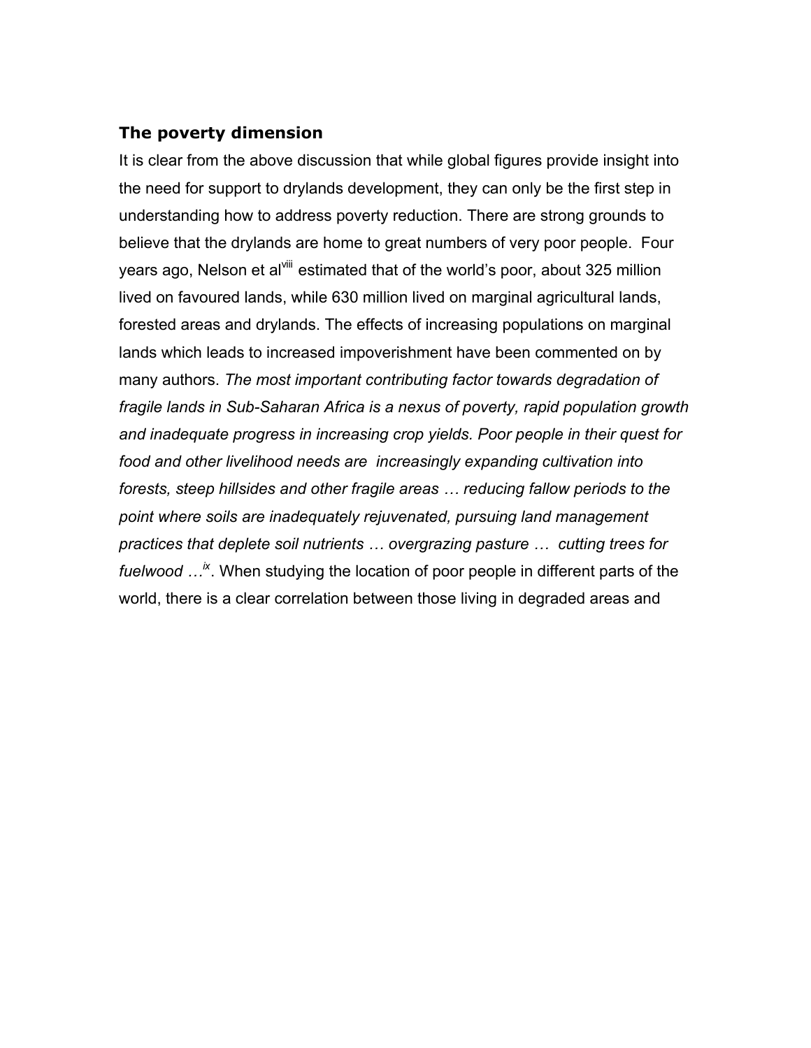### **The poverty dimension**

It is clear from the above discussion that while global figures provide insight into the need for support to drylands development, they can only be the first step in understanding how to address poverty reduction. There are strong grounds to believe that the drylands are home to great numbers of very poor people. Four years ago, Nelson et al[viii] estimated that of the world's poor, about 325 million lived on favoured lands, while 630 million lived on marginal agricultural lands, forested areas and drylands. The effects of increasing populations on marginal lands which leads to increased impoverishment have been commented on by many authors. *The most important contributing factor towards degradation of fragile lands in Sub-Saharan Africa is a nexus of poverty, rapid population growth and inadequate progress in increasing crop yields. Poor people in their quest for food and other livelihood needs are increasingly expanding cultivation into forests, steep hillsides and other fragile areas … reducing fallow periods to the point where soils are inadequately rejuvenated, pursuing land management practices that deplete soil nutrients … overgrazing pasture … cutting trees for fuelwood …*[ix]. When studying the location of poor people in different parts of the world, there is a clear correlation between those living in degraded areas and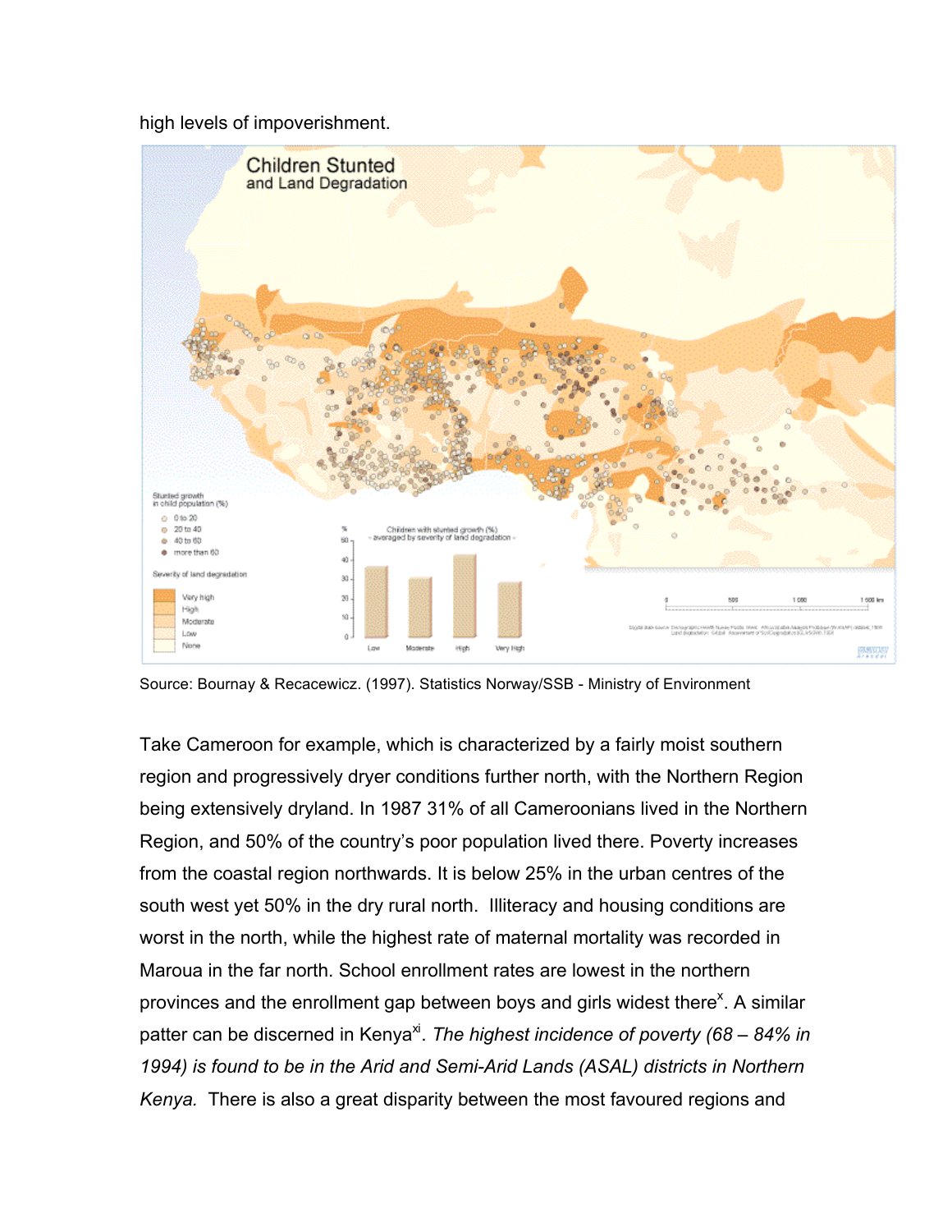high levels of impoverishment.

Source: Bournay & Recacewicz. (1997). Statistics Norway/SSB - Ministry of Environment

Take Cameroon for example, which is characterized by a fairly moist southern region and progressively dryer conditions further north, with the Northern Region being extensively dryland. In 1987 31% of all Cameroonians lived in the Northern Region, and 50% of the country's poor population lived there. Poverty increases from the coastal region northwards. It is below 25% in the urban centres of the south west yet 50% in the dry rural north. Illiteracy and housing conditions are worst in the north, while the highest rate of maternal mortality was recorded in Maroua in the far north. School enrollment rates are lowest in the northern provinces and the enrollment gap between boys and girls widest there[x]. A similar patter can be discerned in Kenya[xi]. *The highest incidence of poverty (68 – 84% in 1994) is found to be in the Arid and Semi-Arid Lands (ASAL) districts in Northern Kenya.* There is also a great disparity between the most favoured regions and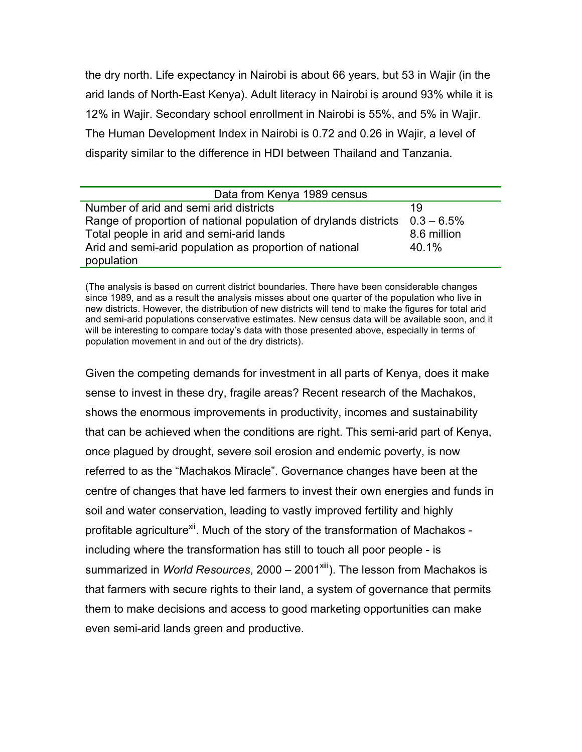the dry north. Life expectancy in Nairobi is about 66 years, but 53 in Wajir (in the arid lands of North-East Kenya). Adult literacy in Nairobi is around 93% while it is 12% in Wajir. Secondary school enrollment in Nairobi is 55%, and 5% in Wajir. The Human Development Index in Nairobi is 0.72 and 0.26 in Wajir, a level of disparity similar to the difference in HDI between Thailand and Tanzania.

| Data from Kenya 1989 census | |
|---|---|
| Number of arid and semi arid districts | 19 |
| Range of proportion of national population of drylands districts | 0.3 – 6.5% |
| Total people in arid and semi-arid lands | 8.6 million |
| Arid and semi-arid population as proportion of national population | 40.1% |

(The analysis is based on current district boundaries. There have been considerable changes since 1989, and as a result the analysis misses about one quarter of the population who live in new districts. However, the distribution of new districts will tend to make the figures for total arid and semi-arid populations conservative estimates. New census data will be available soon, and it will be interesting to compare today's data with those presented above, especially in terms of population movement in and out of the dry districts).

Given the competing demands for investment in all parts of Kenya, does it make sense to invest in these dry, fragile areas? Recent research of the Machakos, shows the enormous improvements in productivity, incomes and sustainability that can be achieved when the conditions are right. This semi-arid part of Kenya, once plagued by drought, severe soil erosion and endemic poverty, is now referred to as the "Machakos Miracle". Governance changes have been at the centre of changes that have led farmers to invest their own energies and funds in soil and water conservation, leading to vastly improved fertility and highly profitable agriculture[xii]. Much of the story of the transformation of Machakos - including where the transformation has still to touch all poor people - is summarized in *World Resources*, 2000 – 2001[xiii]). The lesson from Machakos is that farmers with secure rights to their land, a system of governance that permits them to make decisions and access to good marketing opportunities can make even semi-arid lands green and productive.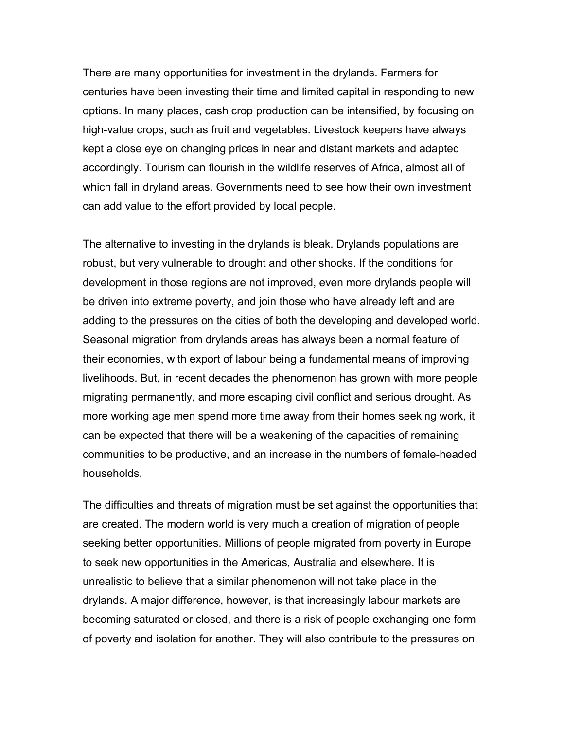There are many opportunities for investment in the drylands. Farmers for centuries have been investing their time and limited capital in responding to new options. In many places, cash crop production can be intensified, by focusing on high-value crops, such as fruit and vegetables. Livestock keepers have always kept a close eye on changing prices in near and distant markets and adapted accordingly. Tourism can flourish in the wildlife reserves of Africa, almost all of which fall in dryland areas. Governments need to see how their own investment can add value to the effort provided by local people.

The alternative to investing in the drylands is bleak. Drylands populations are robust, but very vulnerable to drought and other shocks. If the conditions for development in those regions are not improved, even more drylands people will be driven into extreme poverty, and join those who have already left and are adding to the pressures on the cities of both the developing and developed world. Seasonal migration from drylands areas has always been a normal feature of their economies, with export of labour being a fundamental means of improving livelihoods. But, in recent decades the phenomenon has grown with more people migrating permanently, and more escaping civil conflict and serious drought. As more working age men spend more time away from their homes seeking work, it can be expected that there will be a weakening of the capacities of remaining communities to be productive, and an increase in the numbers of female-headed households.

The difficulties and threats of migration must be set against the opportunities that are created. The modern world is very much a creation of migration of people seeking better opportunities. Millions of people migrated from poverty in Europe to seek new opportunities in the Americas, Australia and elsewhere. It is unrealistic to believe that a similar phenomenon will not take place in the drylands. A major difference, however, is that increasingly labour markets are becoming saturated or closed, and there is a risk of people exchanging one form of poverty and isolation for another. They will also contribute to the pressures on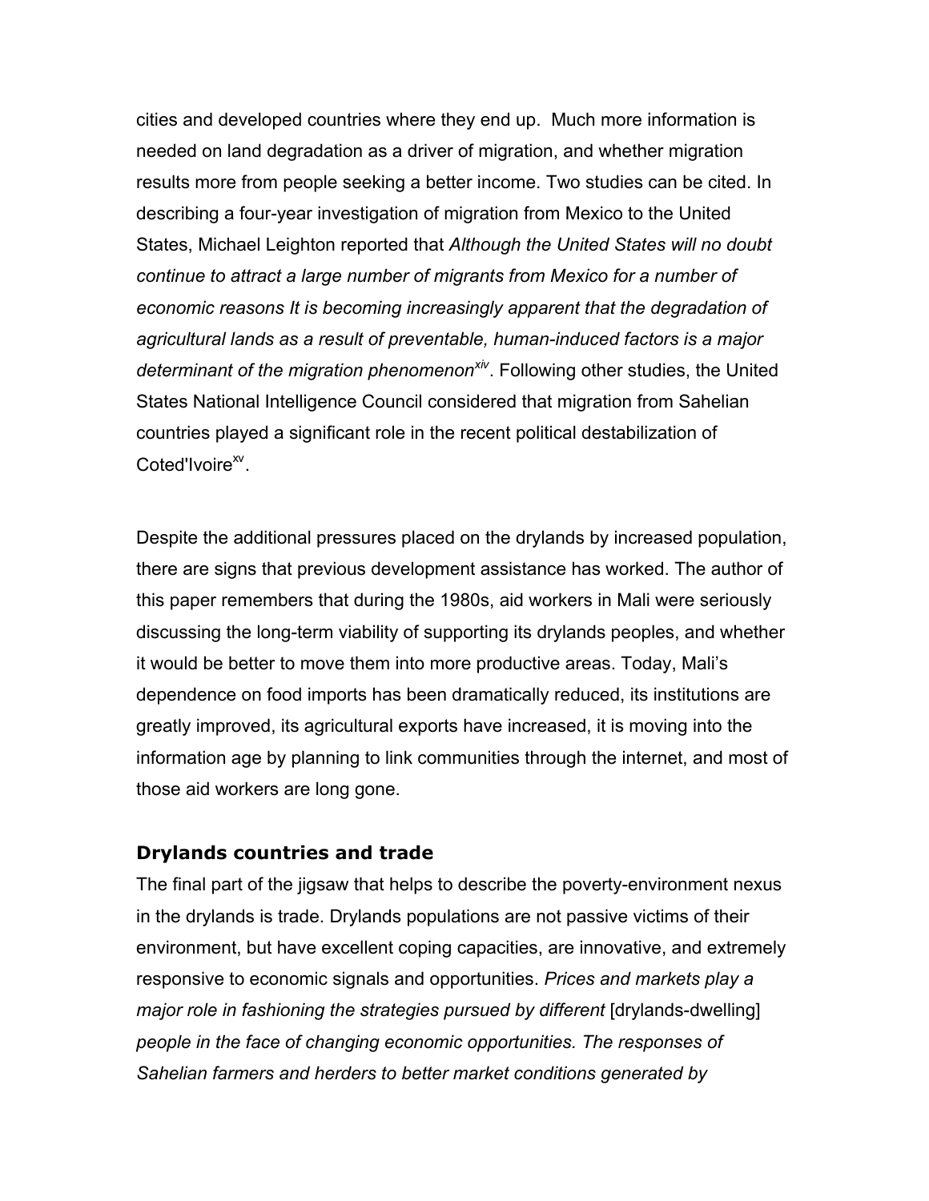cities and developed countries where they end up. Much more information is needed on land degradation as a driver of migration, and whether migration results more from people seeking a better income. Two studies can be cited. In describing a four-year investigation of migration from Mexico to the United States, Michael Leighton reported that *Although the United States will no doubt continue to attract a large number of migrants from Mexico for a number of economic reasons It is becoming increasingly apparent that the degradation of agricultural lands as a result of preventable, human-induced factors is a major determinant of the migration phenomenon*[xiv]. Following other studies, the United States National Intelligence Council considered that migration from Sahelian countries played a significant role in the recent political destabilization of Coted'Ivoire[xv].

Despite the additional pressures placed on the drylands by increased population, there are signs that previous development assistance has worked. The author of this paper remembers that during the 1980s, aid workers in Mali were seriously discussing the long-term viability of supporting its drylands peoples, and whether it would be better to move them into more productive areas. Today, Mali's dependence on food imports has been dramatically reduced, its institutions are greatly improved, its agricultural exports have increased, it is moving into the information age by planning to link communities through the internet, and most of those aid workers are long gone.

### Drylands countries and trade

The final part of the jigsaw that helps to describe the poverty-environment nexus in the drylands is trade. Drylands populations are not passive victims of their environment, but have excellent coping capacities, are innovative, and extremely responsive to economic signals and opportunities. *Prices and markets play a major role in fashioning the strategies pursued by different* [drylands-dwelling] *people in the face of changing economic opportunities. The responses of Sahelian farmers and herders to better market conditions generated by*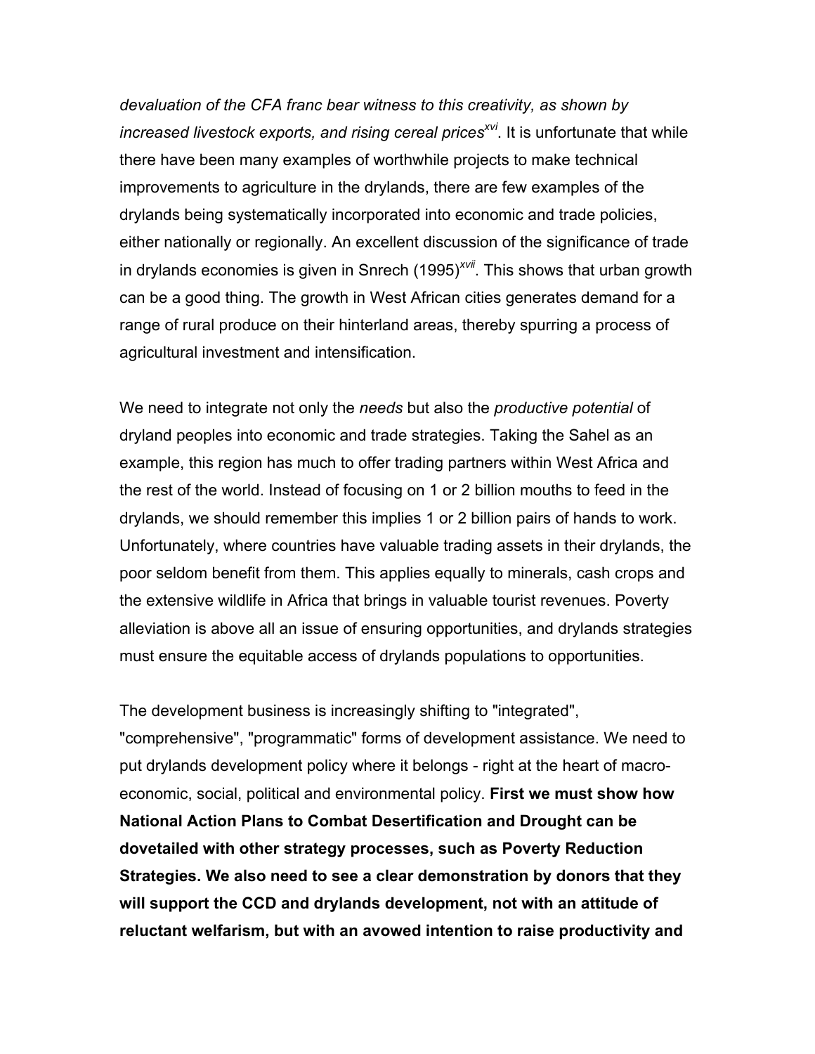*devaluation of the CFA franc bear witness to this creativity, as shown by increased livestock exports, and rising cereal prices*[xvi]. It is unfortunate that while there have been many examples of worthwhile projects to make technical improvements to agriculture in the drylands, there are few examples of the drylands being systematically incorporated into economic and trade policies, either nationally or regionally. An excellent discussion of the significance of trade in drylands economies is given in Snrech (1995)[xvii]. This shows that urban growth can be a good thing. The growth in West African cities generates demand for a range of rural produce on their hinterland areas, thereby spurring a process of agricultural investment and intensification.

We need to integrate not only the *needs* but also the *productive potential* of dryland peoples into economic and trade strategies. Taking the Sahel as an example, this region has much to offer trading partners within West Africa and the rest of the world. Instead of focusing on 1 or 2 billion mouths to feed in the drylands, we should remember this implies 1 or 2 billion pairs of hands to work. Unfortunately, where countries have valuable trading assets in their drylands, the poor seldom benefit from them. This applies equally to minerals, cash crops and the extensive wildlife in Africa that brings in valuable tourist revenues. Poverty alleviation is above all an issue of ensuring opportunities, and drylands strategies must ensure the equitable access of drylands populations to opportunities.

The development business is increasingly shifting to "integrated", "comprehensive", "programmatic" forms of development assistance. We need to put drylands development policy where it belongs - right at the heart of macro-economic, social, political and environmental policy. **First we must show how National Action Plans to Combat Desertification and Drought can be dovetailed with other strategy processes, such as Poverty Reduction Strategies. We also need to see a clear demonstration by donors that they will support the CCD and drylands development, not with an attitude of reluctant welfarism, but with an avowed intention to raise productivity and**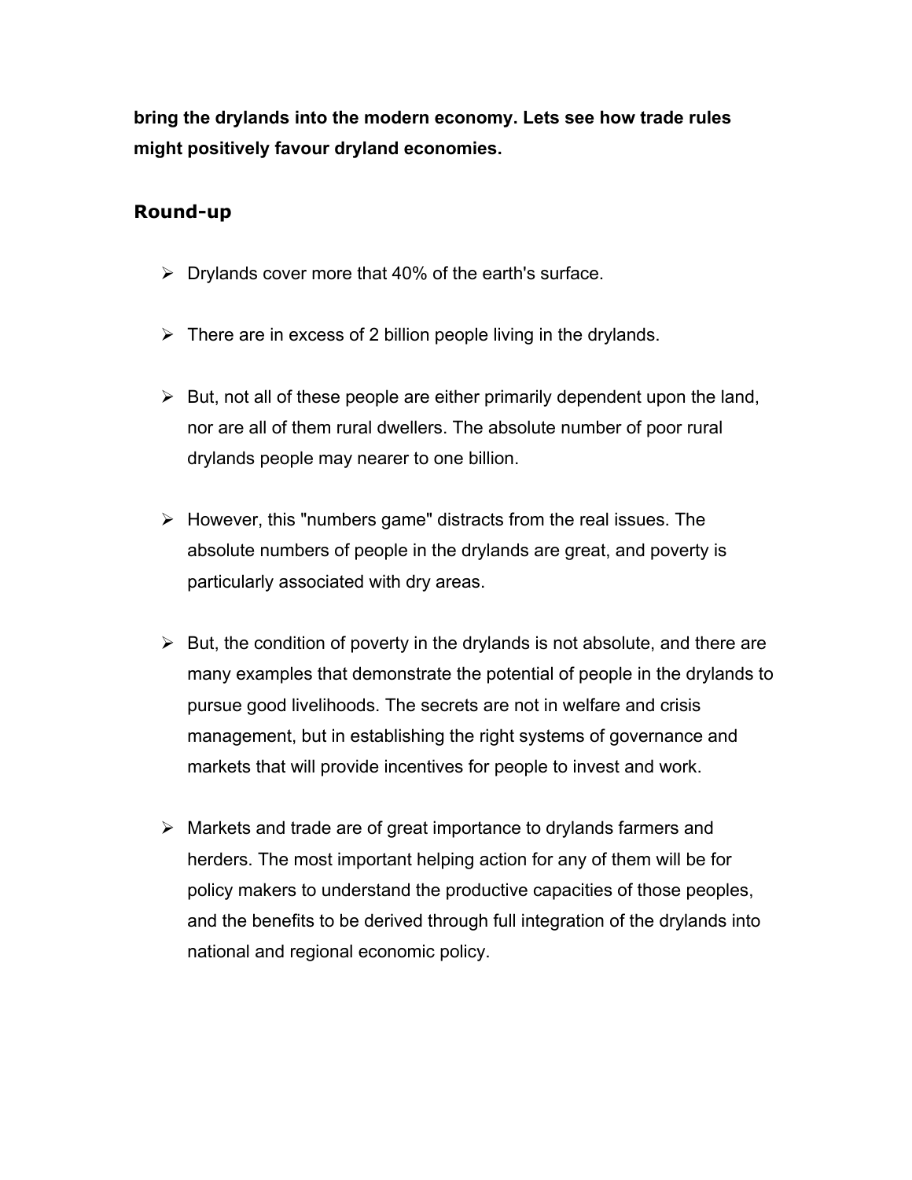**bring the drylands into the modern economy. Lets see how trade rules might positively favour dryland economies.**

## Round-up

- Drylands cover more that 40% of the earth's surface.
- There are in excess of 2 billion people living in the drylands.
- But, not all of these people are either primarily dependent upon the land, nor are all of them rural dwellers. The absolute number of poor rural drylands people may nearer to one billion.
- However, this "numbers game" distracts from the real issues. The absolute numbers of people in the drylands are great, and poverty is particularly associated with dry areas.
- But, the condition of poverty in the drylands is not absolute, and there are many examples that demonstrate the potential of people in the drylands to pursue good livelihoods. The secrets are not in welfare and crisis management, but in establishing the right systems of governance and markets that will provide incentives for people to invest and work.
- Markets and trade are of great importance to drylands farmers and herders. The most important helping action for any of them will be for policy makers to understand the productive capacities of those peoples, and the benefits to be derived through full integration of the drylands into national and regional economic policy.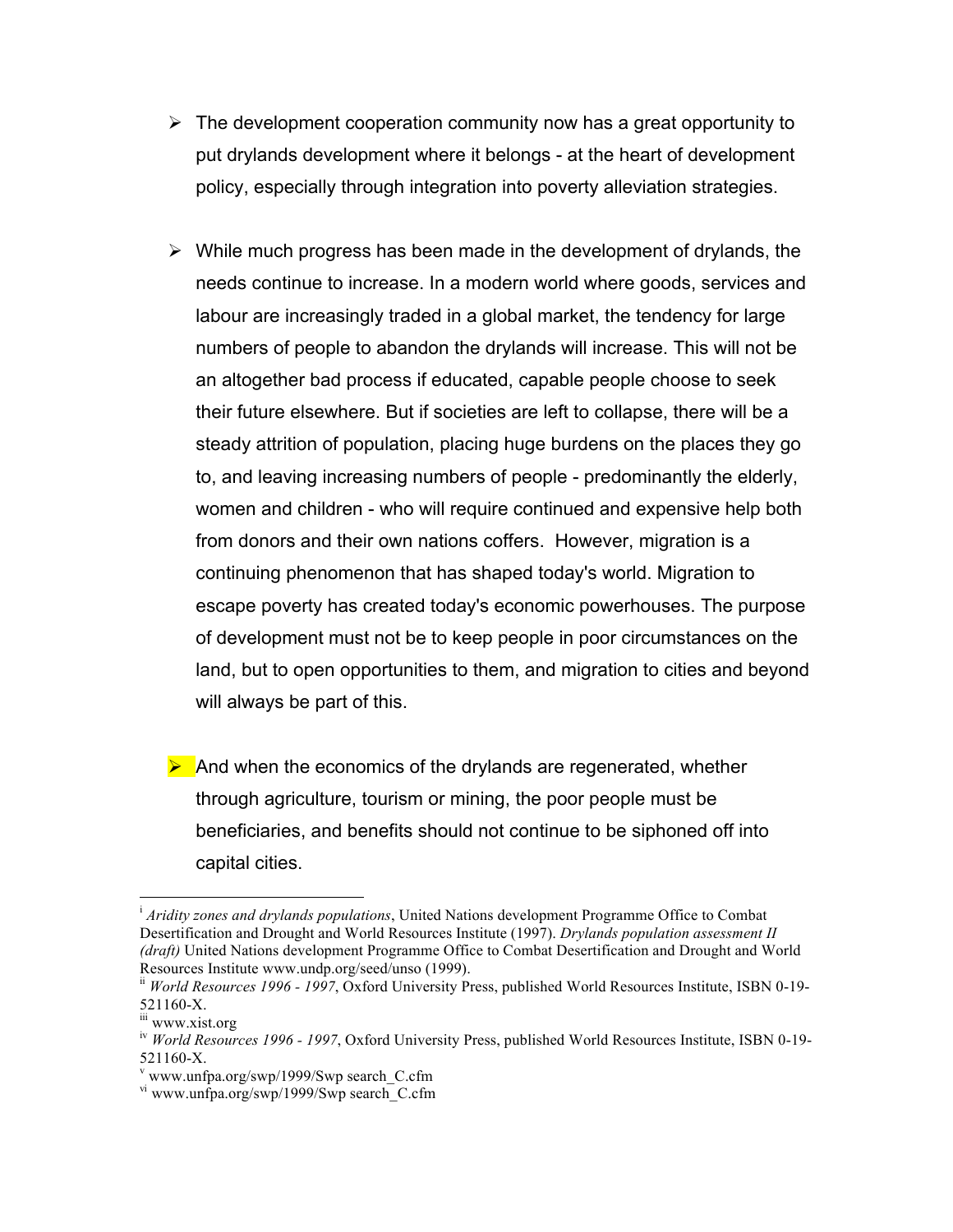- The development cooperation community now has a great opportunity to put drylands development where it belongs - at the heart of development policy, especially through integration into poverty alleviation strategies.

- While much progress has been made in the development of drylands, the needs continue to increase. In a modern world where goods, services and labour are increasingly traded in a global market, the tendency for large numbers of people to abandon the drylands will increase. This will not be an altogether bad process if educated, capable people choose to seek their future elsewhere. But if societies are left to collapse, there will be a steady attrition of population, placing huge burdens on the places they go to, and leaving increasing numbers of people - predominantly the elderly, women and children - who will require continued and expensive help both from donors and their own nations coffers. However, migration is a continuing phenomenon that has shaped today's world. Migration to escape poverty has created today's economic powerhouses. The purpose of development must not be to keep people in poor circumstances on the land, but to open opportunities to them, and migration to cities and beyond will always be part of this.

- And when the economics of the drylands are regenerated, whether through agriculture, tourism or mining, the poor people must be beneficiaries, and benefits should not continue to be siphoned off into capital cities.

---

[i] *Aridity zones and drylands populations*, United Nations development Programme Office to Combat Desertification and Drought and World Resources Institute (1997). *Drylands population assessment II (draft)* United Nations development Programme Office to Combat Desertification and Drought and World Resources Institute www.undp.org/seed/unso (1999).

[ii] *World Resources 1996 - 1997*, Oxford University Press, published World Resources Institute, ISBN 0-19-521160-X.

[iii] www.xist.org

[iv] *World Resources 1996 - 1997*, Oxford University Press, published World Resources Institute, ISBN 0-19-521160-X.

[v] www.unfpa.org/swp/1999/Swp search_C.cfm

[vi] www.unfpa.org/swp/1999/Swp search_C.cfm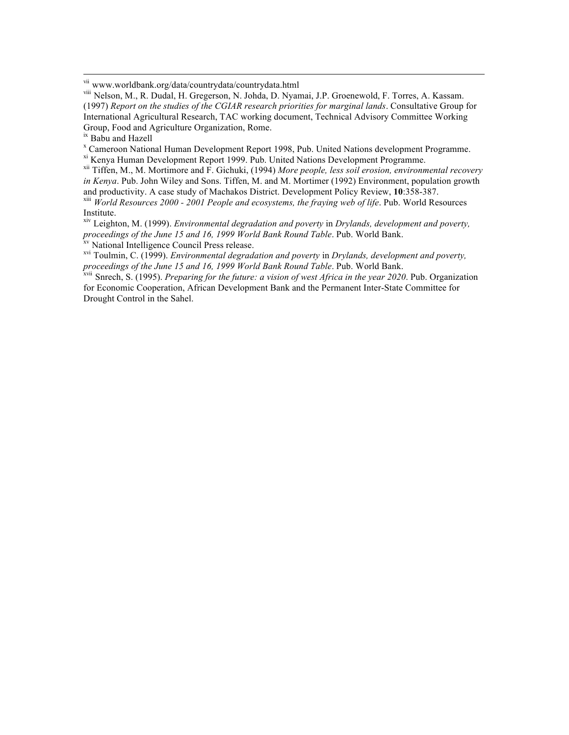[vii] www.worldbank.org/data/countrydata/countrydata.html

[viii] Nelson, M., R. Dudal, H. Gregerson, N. Johda, D. Nyamai, J.P. Groenewold, F. Torres, A. Kassam. (1997) *Report on the studies of the CGIAR research priorities for marginal lands*. Consultative Group for International Agricultural Research, TAC working document, Technical Advisory Committee Working Group, Food and Agriculture Organization, Rome.

[ix] Babu and Hazell

[x] Cameroon National Human Development Report 1998, Pub. United Nations development Programme.

[xi] Kenya Human Development Report 1999. Pub. United Nations Development Programme.

[xii] Tiffen, M., M. Mortimore and F. Gichuki, (1994) *More people, less soil erosion, environmental recovery in Kenya*. Pub. John Wiley and Sons. Tiffen, M. and M. Mortimer (1992) Environment, population growth and productivity. A case study of Machakos District. Development Policy Review, **10**:358-387.

[xiii] *World Resources 2000 - 2001 People and ecosystems, the fraying web of life*. Pub. World Resources Institute.

[xiv] Leighton, M. (1999). *Environmental degradation and poverty* in *Drylands, development and poverty, proceedings of the June 15 and 16, 1999 World Bank Round Table*. Pub. World Bank.

[xv] National Intelligence Council Press release.

[xvi] Toulmin, C. (1999). *Environmental degradation and poverty* in *Drylands, development and poverty, proceedings of the June 15 and 16, 1999 World Bank Round Table*. Pub. World Bank.

[xvii] Snrech, S. (1995). *Preparing for the future: a vision of west Africa in the year 2020*. Pub. Organization for Economic Cooperation, African Development Bank and the Permanent Inter-State Committee for Drought Control in the Sahel.